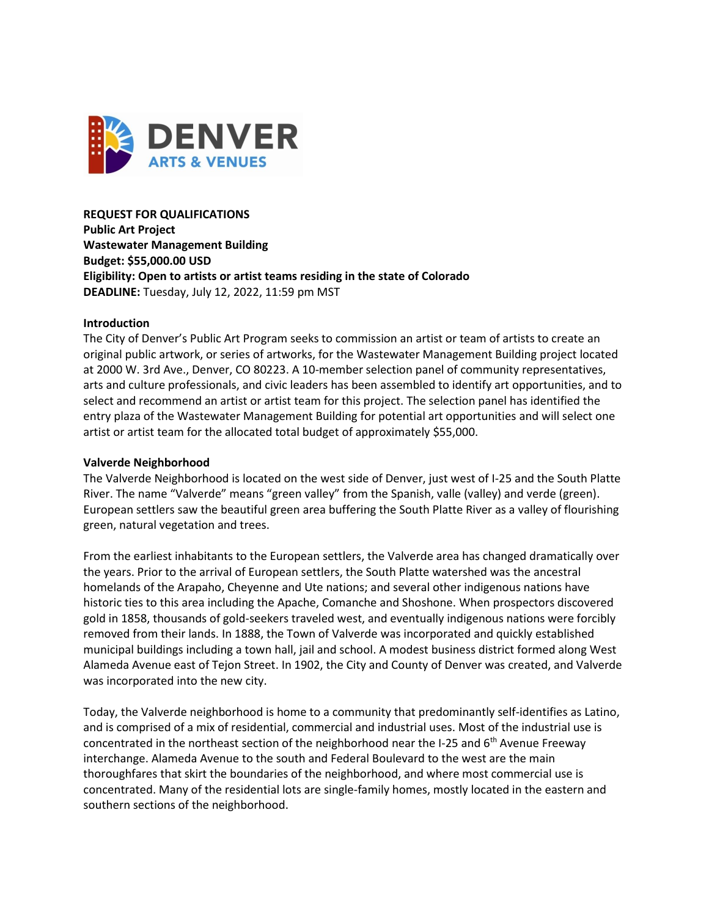**DENVER**
**ARTS & VENUES**

**REQUEST FOR QUALIFICATIONS**
**Public Art Project**
**Wastewater Management Building**
**Budget: $55,000.00 USD**
**Eligibility: Open to artists or artist teams residing in the state of Colorado**
**DEADLINE:** Tuesday, July 12, 2022, 11:59 pm MST

**Introduction**

The City of Denver's Public Art Program seeks to commission an artist or team of artists to create an original public artwork, or series of artworks, for the Wastewater Management Building project located at 2000 W. 3rd Ave., Denver, CO 80223. A 10-member selection panel of community representatives, arts and culture professionals, and civic leaders has been assembled to identify art opportunities, and to select and recommend an artist or artist team for this project. The selection panel has identified the entry plaza of the Wastewater Management Building for potential art opportunities and will select one artist or artist team for the allocated total budget of approximately $55,000.

**Valverde Neighborhood**

The Valverde Neighborhood is located on the west side of Denver, just west of I-25 and the South Platte River. The name "Valverde" means "green valley" from the Spanish, valle (valley) and verde (green). European settlers saw the beautiful green area buffering the South Platte River as a valley of flourishing green, natural vegetation and trees.

From the earliest inhabitants to the European settlers, the Valverde area has changed dramatically over the years. Prior to the arrival of European settlers, the South Platte watershed was the ancestral homelands of the Arapaho, Cheyenne and Ute nations; and several other indigenous nations have historic ties to this area including the Apache, Comanche and Shoshone. When prospectors discovered gold in 1858, thousands of gold-seekers traveled west, and eventually indigenous nations were forcibly removed from their lands. In 1888, the Town of Valverde was incorporated and quickly established municipal buildings including a town hall, jail and school. A modest business district formed along West Alameda Avenue east of Tejon Street. In 1902, the City and County of Denver was created, and Valverde was incorporated into the new city.

Today, the Valverde neighborhood is home to a community that predominantly self-identifies as Latino, and is comprised of a mix of residential, commercial and industrial uses. Most of the industrial use is concentrated in the northeast section of the neighborhood near the I-25 and 6th Avenue Freeway interchange. Alameda Avenue to the south and Federal Boulevard to the west are the main thoroughfares that skirt the boundaries of the neighborhood, and where most commercial use is concentrated. Many of the residential lots are single-family homes, mostly located in the eastern and southern sections of the neighborhood.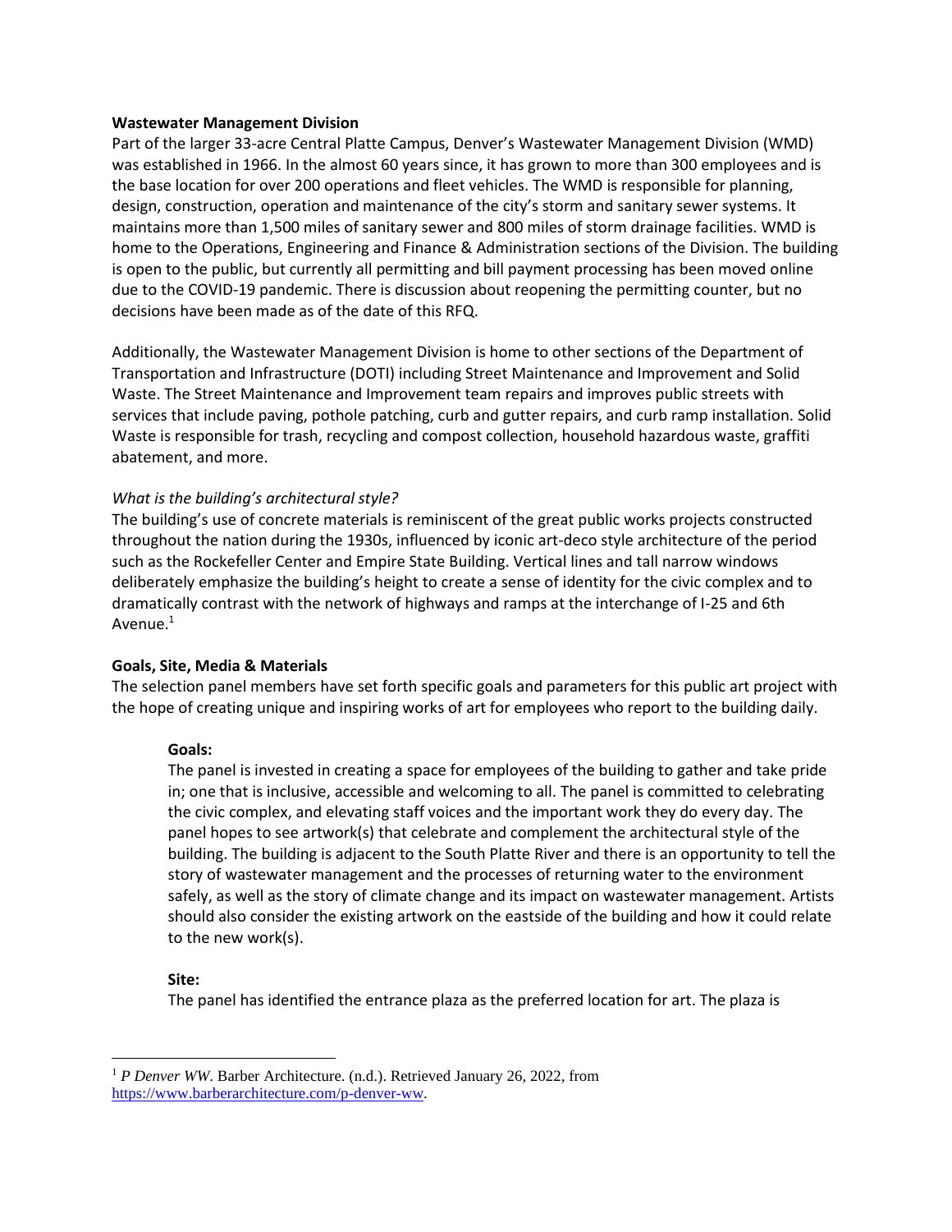**Wastewater Management Division**

Part of the larger 33-acre Central Platte Campus, Denver's Wastewater Management Division (WMD) was established in 1966. In the almost 60 years since, it has grown to more than 300 employees and is the base location for over 200 operations and fleet vehicles. The WMD is responsible for planning, design, construction, operation and maintenance of the city's storm and sanitary sewer systems. It maintains more than 1,500 miles of sanitary sewer and 800 miles of storm drainage facilities. WMD is home to the Operations, Engineering and Finance & Administration sections of the Division. The building is open to the public, but currently all permitting and bill payment processing has been moved online due to the COVID-19 pandemic. There is discussion about reopening the permitting counter, but no decisions have been made as of the date of this RFQ.

Additionally, the Wastewater Management Division is home to other sections of the Department of Transportation and Infrastructure (DOTI) including Street Maintenance and Improvement and Solid Waste. The Street Maintenance and Improvement team repairs and improves public streets with services that include paving, pothole patching, curb and gutter repairs, and curb ramp installation. Solid Waste is responsible for trash, recycling and compost collection, household hazardous waste, graffiti abatement, and more.

*What is the building's architectural style?*

The building's use of concrete materials is reminiscent of the great public works projects constructed throughout the nation during the 1930s, influenced by iconic art-deco style architecture of the period such as the Rockefeller Center and Empire State Building. Vertical lines and tall narrow windows deliberately emphasize the building's height to create a sense of identity for the civic complex and to dramatically contrast with the network of highways and ramps at the interchange of I-25 and 6th Avenue.[1]

**Goals, Site, Media & Materials**

The selection panel members have set forth specific goals and parameters for this public art project with the hope of creating unique and inspiring works of art for employees who report to the building daily.

**Goals:**

The panel is invested in creating a space for employees of the building to gather and take pride in; one that is inclusive, accessible and welcoming to all. The panel is committed to celebrating the civic complex, and elevating staff voices and the important work they do every day. The panel hopes to see artwork(s) that celebrate and complement the architectural style of the building. The building is adjacent to the South Platte River and there is an opportunity to tell the story of wastewater management and the processes of returning water to the environment safely, as well as the story of climate change and its impact on wastewater management. Artists should also consider the existing artwork on the eastside of the building and how it could relate to the new work(s).

**Site:**

The panel has identified the entrance plaza as the preferred location for art. The plaza is

---

[1] *P Denver WW*. Barber Architecture. (n.d.). Retrieved January 26, 2022, from https://www.barberarchitecture.com/p-denver-ww.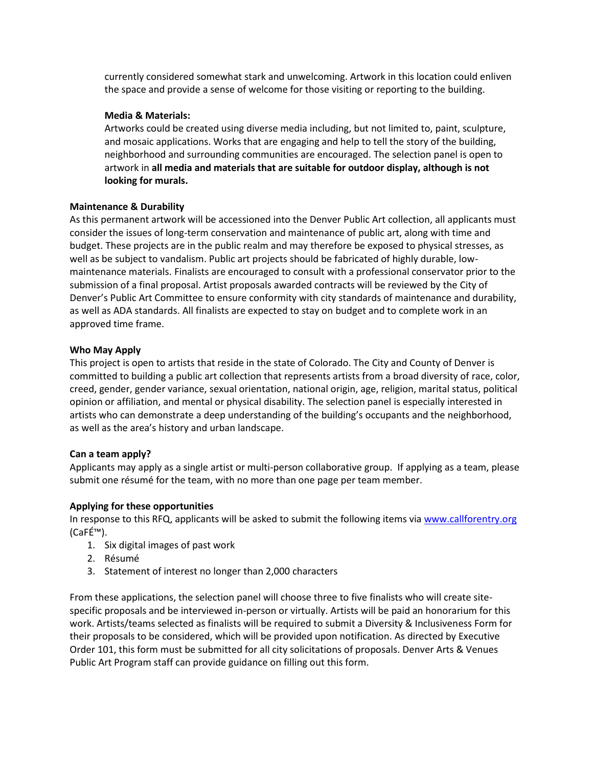currently considered somewhat stark and unwelcoming. Artwork in this location could enliven the space and provide a sense of welcome for those visiting or reporting to the building.

**Media & Materials:**
Artworks could be created using diverse media including, but not limited to, paint, sculpture, and mosaic applications. Works that are engaging and help to tell the story of the building, neighborhood and surrounding communities are encouraged. The selection panel is open to artwork in **all media and materials that are suitable for outdoor display, although is not looking for murals.**

**Maintenance & Durability**

As this permanent artwork will be accessioned into the Denver Public Art collection, all applicants must consider the issues of long-term conservation and maintenance of public art, along with time and budget. These projects are in the public realm and may therefore be exposed to physical stresses, as well as be subject to vandalism. Public art projects should be fabricated of highly durable, low-maintenance materials. Finalists are encouraged to consult with a professional conservator prior to the submission of a final proposal. Artist proposals awarded contracts will be reviewed by the City of Denver's Public Art Committee to ensure conformity with city standards of maintenance and durability, as well as ADA standards. All finalists are expected to stay on budget and to complete work in an approved time frame.

**Who May Apply**

This project is open to artists that reside in the state of Colorado. The City and County of Denver is committed to building a public art collection that represents artists from a broad diversity of race, color, creed, gender, gender variance, sexual orientation, national origin, age, religion, marital status, political opinion or affiliation, and mental or physical disability. The selection panel is especially interested in artists who can demonstrate a deep understanding of the building's occupants and the neighborhood, as well as the area's history and urban landscape.

**Can a team apply?**

Applicants may apply as a single artist or multi-person collaborative group. If applying as a team, please submit one résumé for the team, with no more than one page per team member.

**Applying for these opportunities**

In response to this RFQ, applicants will be asked to submit the following items via [www.callforentry.org](http://www.callforentry.org) (CaFÉ™).

1. Six digital images of past work
2. Résumé
3. Statement of interest no longer than 2,000 characters

From these applications, the selection panel will choose three to five finalists who will create site-specific proposals and be interviewed in-person or virtually. Artists will be paid an honorarium for this work. Artists/teams selected as finalists will be required to submit a Diversity & Inclusiveness Form for their proposals to be considered, which will be provided upon notification. As directed by Executive Order 101, this form must be submitted for all city solicitations of proposals. Denver Arts & Venues Public Art Program staff can provide guidance on filling out this form.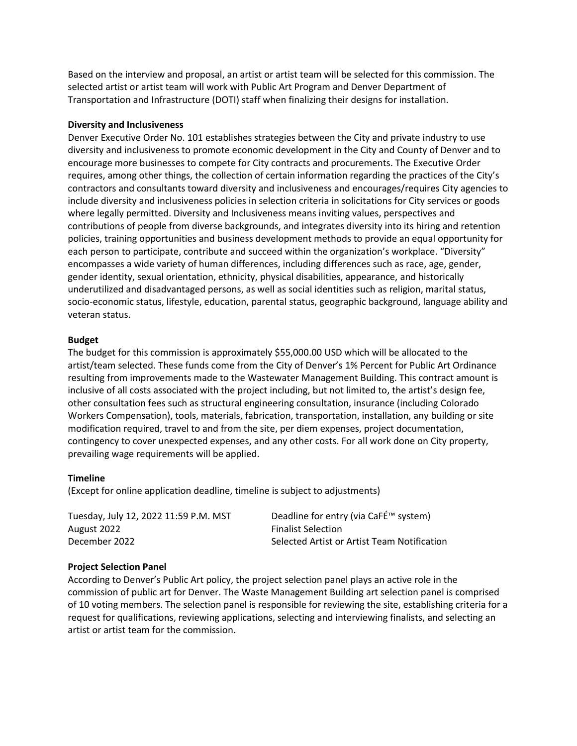Based on the interview and proposal, an artist or artist team will be selected for this commission. The selected artist or artist team will work with Public Art Program and Denver Department of Transportation and Infrastructure (DOTI) staff when finalizing their designs for installation.

**Diversity and Inclusiveness**

Denver Executive Order No. 101 establishes strategies between the City and private industry to use diversity and inclusiveness to promote economic development in the City and County of Denver and to encourage more businesses to compete for City contracts and procurements. The Executive Order requires, among other things, the collection of certain information regarding the practices of the City's contractors and consultants toward diversity and inclusiveness and encourages/requires City agencies to include diversity and inclusiveness policies in selection criteria in solicitations for City services or goods where legally permitted. Diversity and Inclusiveness means inviting values, perspectives and contributions of people from diverse backgrounds, and integrates diversity into its hiring and retention policies, training opportunities and business development methods to provide an equal opportunity for each person to participate, contribute and succeed within the organization's workplace. "Diversity" encompasses a wide variety of human differences, including differences such as race, age, gender, gender identity, sexual orientation, ethnicity, physical disabilities, appearance, and historically underutilized and disadvantaged persons, as well as social identities such as religion, marital status, socio-economic status, lifestyle, education, parental status, geographic background, language ability and veteran status.

**Budget**

The budget for this commission is approximately $55,000.00 USD which will be allocated to the artist/team selected. These funds come from the City of Denver's 1% Percent for Public Art Ordinance resulting from improvements made to the Wastewater Management Building. This contract amount is inclusive of all costs associated with the project including, but not limited to, the artist's design fee, other consultation fees such as structural engineering consultation, insurance (including Colorado Workers Compensation), tools, materials, fabrication, transportation, installation, any building or site modification required, travel to and from the site, per diem expenses, project documentation, contingency to cover unexpected expenses, and any other costs. For all work done on City property, prevailing wage requirements will be applied.

**Timeline**

(Except for online application deadline, timeline is subject to adjustments)

| | |
|---|---|
| Tuesday, July 12, 2022 11:59 P.M. MST | Deadline for entry (via CaFÉ™ system) |
| August 2022 | Finalist Selection |
| December 2022 | Selected Artist or Artist Team Notification |

**Project Selection Panel**

According to Denver's Public Art policy, the project selection panel plays an active role in the commission of public art for Denver. The Waste Management Building art selection panel is comprised of 10 voting members. The selection panel is responsible for reviewing the site, establishing criteria for a request for qualifications, reviewing applications, selecting and interviewing finalists, and selecting an artist or artist team for the commission.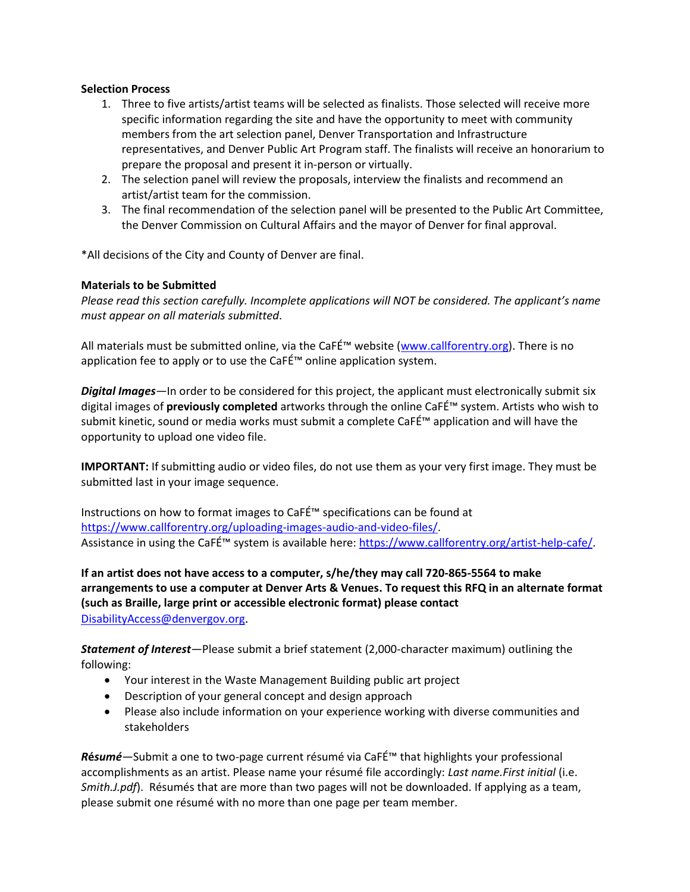**Selection Process**

1. Three to five artists/artist teams will be selected as finalists. Those selected will receive more specific information regarding the site and have the opportunity to meet with community members from the art selection panel, Denver Transportation and Infrastructure representatives, and Denver Public Art Program staff. The finalists will receive an honorarium to prepare the proposal and present it in-person or virtually.
2. The selection panel will review the proposals, interview the finalists and recommend an artist/artist team for the commission.
3. The final recommendation of the selection panel will be presented to the Public Art Committee, the Denver Commission on Cultural Affairs and the mayor of Denver for final approval.

*All decisions of the City and County of Denver are final.

**Materials to be Submitted**

*Please read this section carefully. Incomplete applications will NOT be considered. The applicant's name must appear on all materials submitted*.

All materials must be submitted online, via the CaFÉ™ website (www.callforentry.org). There is no application fee to apply or to use the CaFÉ™ online application system.

***Digital Images***—In order to be considered for this project, the applicant must electronically submit six digital images of **previously completed** artworks through the online CaFÉ™ system. Artists who wish to submit kinetic, sound or media works must submit a complete CaFÉ™ application and will have the opportunity to upload one video file.

**IMPORTANT:** If submitting audio or video files, do not use them as your very first image. They must be submitted last in your image sequence.

Instructions on how to format images to CaFÉ™ specifications can be found at https://www.callforentry.org/uploading-images-audio-and-video-files/.
Assistance in using the CaFÉ™ system is available here: https://www.callforentry.org/artist-help-cafe/.

**If an artist does not have access to a computer, s/he/they may call 720-865-5564 to make arrangements to use a computer at Denver Arts & Venues. To request this RFQ in an alternate format (such as Braille, large print or accessible electronic format) please contact** DisabilityAccess@denvergov.org.

***Statement of Interest***—Please submit a brief statement (2,000-character maximum) outlining the following:

- Your interest in the Waste Management Building public art project
- Description of your general concept and design approach
- Please also include information on your experience working with diverse communities and stakeholders

***Résumé***—Submit a one to two-page current résumé via CaFÉ™ that highlights your professional accomplishments as an artist. Please name your résumé file accordingly: *Last name.First initial* (i.e. *Smith.J.pdf*). Résumés that are more than two pages will not be downloaded. If applying as a team, please submit one résumé with no more than one page per team member.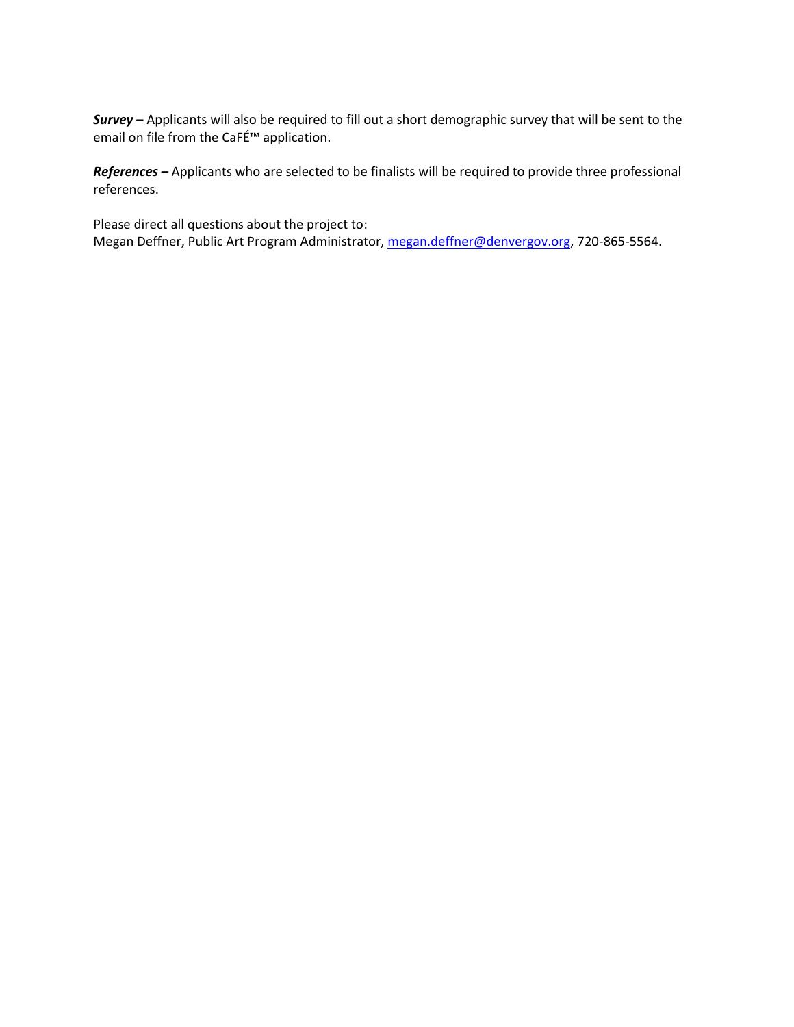***Survey*** – Applicants will also be required to fill out a short demographic survey that will be sent to the email on file from the CaFÉ™ application.

***References –*** Applicants who are selected to be finalists will be required to provide three professional references.

Please direct all questions about the project to:
Megan Deffner, Public Art Program Administrator, megan.deffner@denvergov.org, 720-865-5564.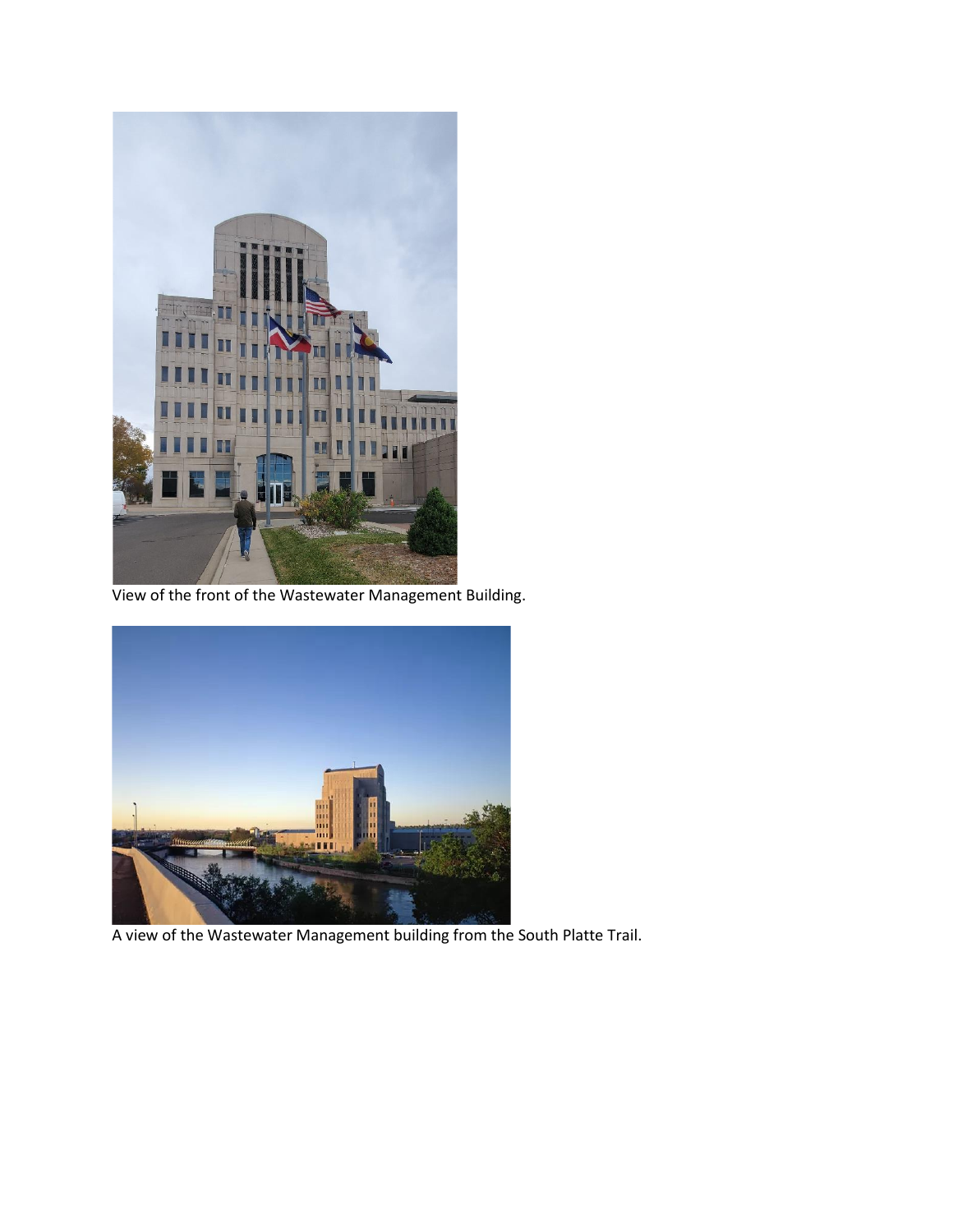View of the front of the Wastewater Management Building.

A view of the Wastewater Management building from the South Platte Trail.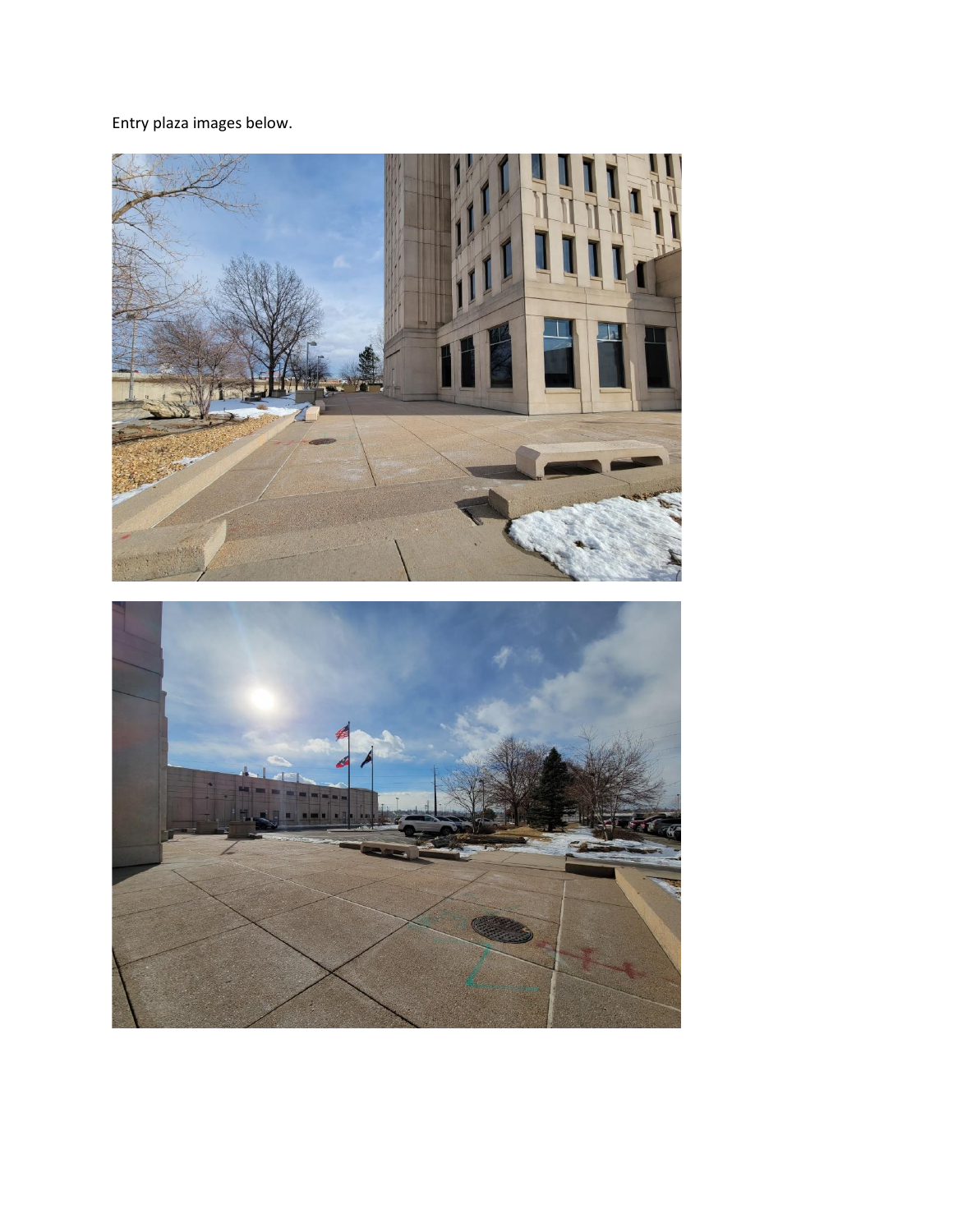Entry plaza images below.